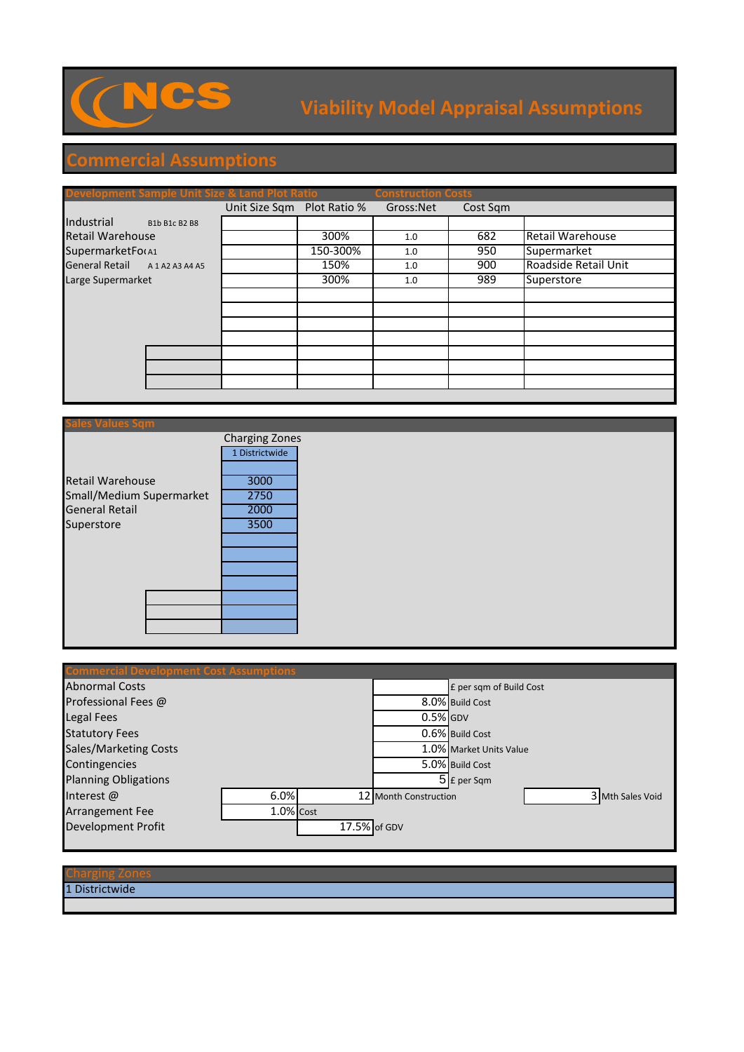# NCS Viability Model Appraisal Assumptions

## Commercial Assumptions

### Development Sample Unit Size & Land Plot Ratio / Construction Costs

| | | Unit Size Sqm | Plot Ratio % | Gross:Net | Cost Sqm | |
|---|---|---|---|---|---|---|
| Industrial | B1b B1c B2 B8 | | | | | |
| Retail Warehouse | | | 300% | 1.0 | 682 | Retail Warehouse |
| SupermarketFo( | A1 | | 150-300% | 1.0 | 950 | Supermarket |
| General Retail | A 1 A2 A3 A4 A5 | | 150% | 1.0 | 900 | Roadside Retail Unit |
| Large Supermarket | | | 300% | 1.0 | 989 | Superstore |

### Sales Values Sqm

| | Charging Zones |
|---|---|
| | 1 Districtwide |
| Retail Warehouse | 3000 |
| Small/Medium Supermarket | 2750 |
| General Retail | 2000 |
| Superstore | 3500 |

### Commercial Development Cost Assumptions

| | | | | |
|---|---|---|---|---|
| Abnormal Costs | | | | £ per sqm of Build Cost |
| Professional Fees @ | | | 8.0% | Build Cost |
| Legal Fees | | | 0.5% | GDV |
| Statutory Fees | | | 0.6% | Build Cost |
| Sales/Marketing Costs | | | 1.0% | Market Units Value |
| Contingencies | | | 5.0% | Build Cost |
| Planning Obligations | | | 5 | £ per Sqm |
| Interest @ | 6.0% | 12 | Month Construction | 3 Mth Sales Void |
| Arrangement Fee | 1.0% | Cost | | |
| Development Profit | | 17.5% | of GDV | |

### Charging Zones

1 Districtwide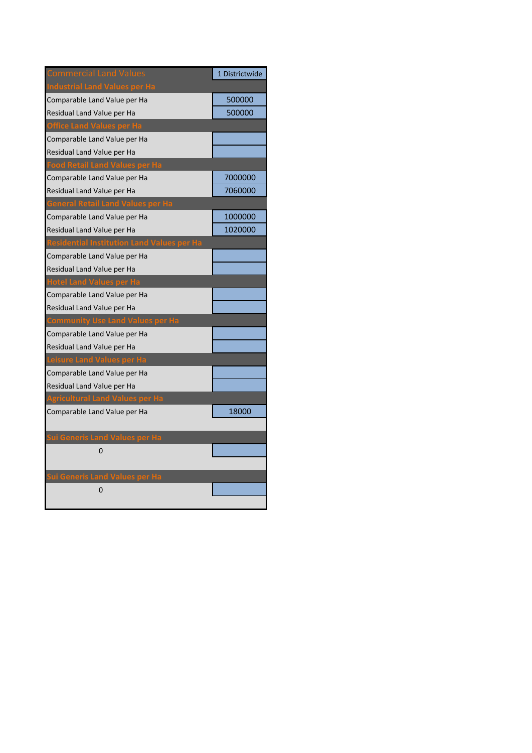| Commercial Land Values | 1 Districtwide |
| --- | --- |
| **Industrial Land Values per Ha** | |
| Comparable Land Value per Ha | 500000 |
| Residual Land Value per Ha | 500000 |
| **Office Land Values per Ha** | |
| Comparable Land Value per Ha | |
| Residual Land Value per Ha | |
| **Food Retail Land Values per Ha** | |
| Comparable Land Value per Ha | 7000000 |
| Residual Land Value per Ha | 7060000 |
| **General Retail Land Values per Ha** | |
| Comparable Land Value per Ha | 1000000 |
| Residual Land Value per Ha | 1020000 |
| **Residential Institution Land Values per Ha** | |
| Comparable Land Value per Ha | |
| Residual Land Value per Ha | |
| **Hotel Land Values per Ha** | |
| Comparable Land Value per Ha | |
| Residual Land Value per Ha | |
| **Community Use Land Values per Ha** | |
| Comparable Land Value per Ha | |
| Residual Land Value per Ha | |
| **Leisure Land Values per Ha** | |
| Comparable Land Value per Ha | |
| Residual Land Value per Ha | |
| **Agricultural Land Values per Ha** | |
| Comparable Land Value per Ha | 18000 |
| | |
| **Sui Generis Land Values per Ha** | |
| 0 | |
| | |
| **Sui Generis Land Values per Ha** | |
| 0 | |
| | |